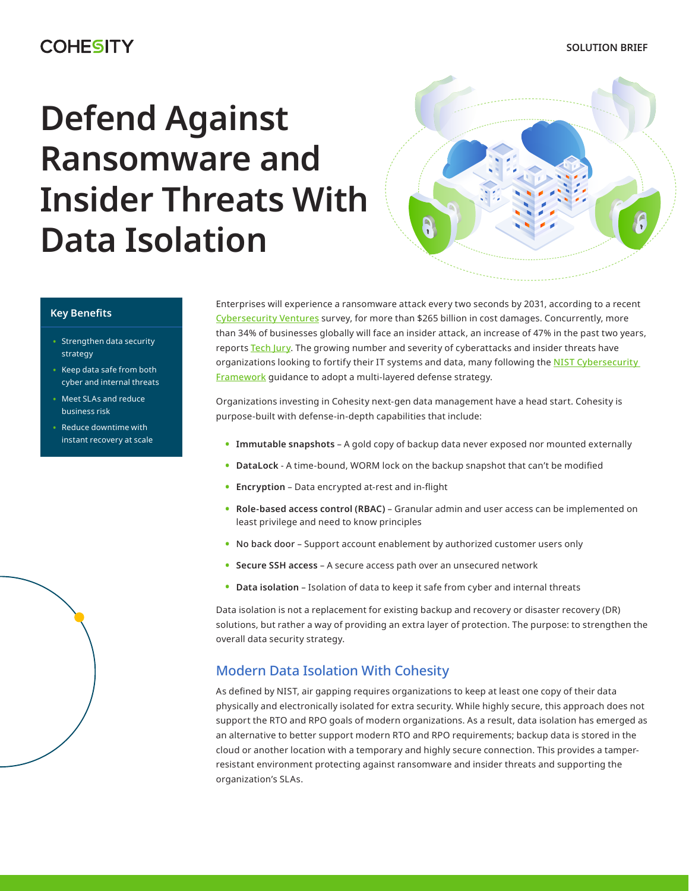COHESITY

SOLUTION BRIEF

# Defend Against Ransomware and Insider Threats With Data Isolation

### Key Benefits

- Strengthen data security strategy
- Keep data safe from both cyber and internal threats
- Meet SLAs and reduce business risk
- Reduce downtime with instant recovery at scale

Enterprises will experience a ransomware attack every two seconds by 2031, according to a recent Cybersecurity Ventures survey, for more than $265 billion in cost damages. Concurrently, more than 34% of businesses globally will face an insider attack, an increase of 47% in the past two years, reports Tech Jury. The growing number and severity of cyberattacks and insider threats have organizations looking to fortify their IT systems and data, many following the NIST Cybersecurity Framework guidance to adopt a multi-layered defense strategy.

Organizations investing in Cohesity next-gen data management have a head start. Cohesity is purpose-built with defense-in-depth capabilities that include:

- **Immutable snapshots** – A gold copy of backup data never exposed nor mounted externally
- **DataLock** - A time-bound, WORM lock on the backup snapshot that can't be modified
- **Encryption** – Data encrypted at-rest and in-flight
- **Role-based access control (RBAC)** – Granular admin and user access can be implemented on least privilege and need to know principles
- No back door – Support account enablement by authorized customer users only
- **Secure SSH access** – A secure access path over an unsecured network
- **Data isolation** – Isolation of data to keep it safe from cyber and internal threats

Data isolation is not a replacement for existing backup and recovery or disaster recovery (DR) solutions, but rather a way of providing an extra layer of protection. The purpose: to strengthen the overall data security strategy.

## Modern Data Isolation With Cohesity

As defined by NIST, air gapping requires organizations to keep at least one copy of their data physically and electronically isolated for extra security. While highly secure, this approach does not support the RTO and RPO goals of modern organizations. As a result, data isolation has emerged as an alternative to better support modern RTO and RPO requirements; backup data is stored in the cloud or another location with a temporary and highly secure connection. This provides a tamper-resistant environment protecting against ransomware and insider threats and supporting the organization's SLAs.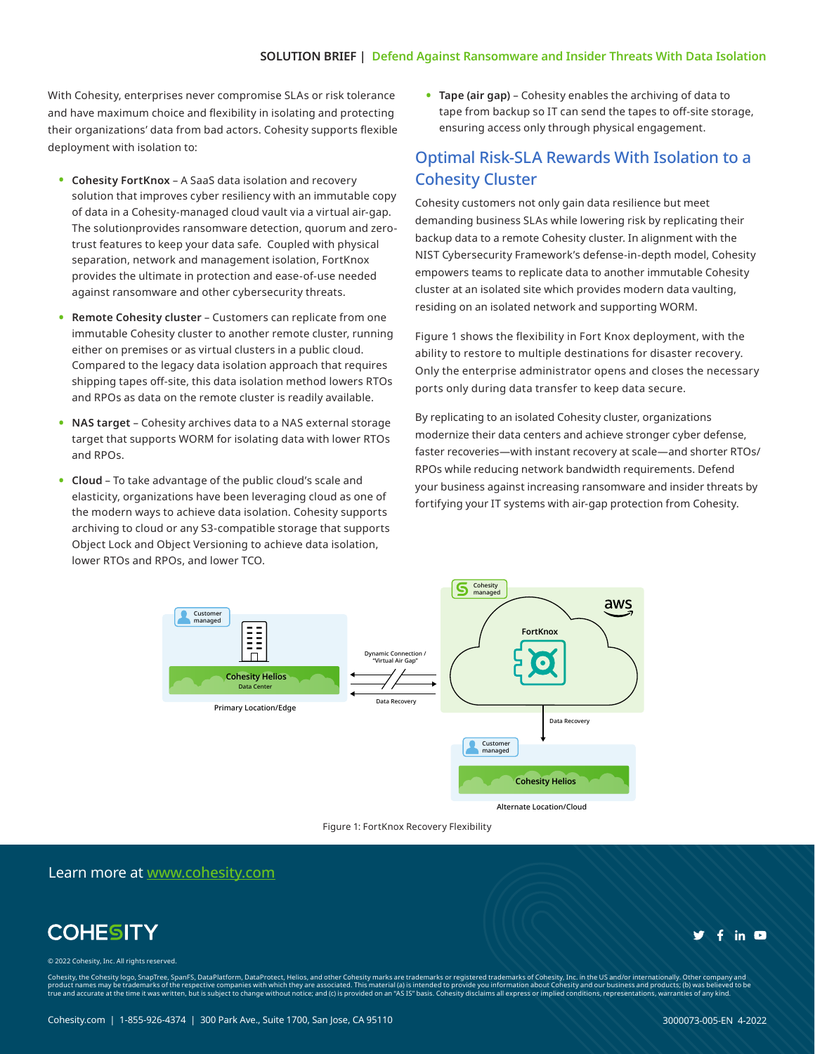With Cohesity, enterprises never compromise SLAs or risk tolerance and have maximum choice and flexibility in isolating and protecting their organizations' data from bad actors. Cohesity supports flexible deployment with isolation to:

- **Cohesity FortKnox** – A SaaS data isolation and recovery solution that improves cyber resiliency with an immutable copy of data in a Cohesity-managed cloud vault via a virtual air-gap. The solutionprovides ransomware detection, quorum and zero-trust features to keep your data safe. Coupled with physical separation, network and management isolation, FortKnox provides the ultimate in protection and ease-of-use needed against ransomware and other cybersecurity threats.
- **Remote Cohesity cluster** – Customers can replicate from one immutable Cohesity cluster to another remote cluster, running either on premises or as virtual clusters in a public cloud. Compared to the legacy data isolation approach that requires shipping tapes off-site, this data isolation method lowers RTOs and RPOs as data on the remote cluster is readily available.
- **NAS target** – Cohesity archives data to a NAS external storage target that supports WORM for isolating data with lower RTOs and RPOs.
- **Cloud** – To take advantage of the public cloud's scale and elasticity, organizations have been leveraging cloud as one of the modern ways to achieve data isolation. Cohesity supports archiving to cloud or any S3-compatible storage that supports Object Lock and Object Versioning to achieve data isolation, lower RTOs and RPOs, and lower TCO.
- **Tape (air gap)** – Cohesity enables the archiving of data to tape from backup so IT can send the tapes to off-site storage, ensuring access only through physical engagement.

## Optimal Risk-SLA Rewards With Isolation to a Cohesity Cluster

Cohesity customers not only gain data resilience but meet demanding business SLAs while lowering risk by replicating their backup data to a remote Cohesity cluster. In alignment with the NIST Cybersecurity Framework's defense-in-depth model, Cohesity empowers teams to replicate data to another immutable Cohesity cluster at an isolated site which provides modern data vaulting, residing on an isolated network and supporting WORM.

Figure 1 shows the flexibility in Fort Knox deployment, with the ability to restore to multiple destinations for disaster recovery. Only the enterprise administrator opens and closes the necessary ports only during data transfer to keep data secure.

By replicating to an isolated Cohesity cluster, organizations modernize their data centers and achieve stronger cyber defense, faster recoveries—with instant recovery at scale—and shorter RTOs/RPOs while reducing network bandwidth requirements. Defend your business against increasing ransomware and insider threats by fortifying your IT systems with air-gap protection from Cohesity.

Customer managed
Cohesity Helios
Data Center
Primary Location/Edge
Dynamic Connection / "Virtual Air Gap"
Data Recovery
Cohesity managed
aws
FortKnox
Data Recovery
Customer managed
Cohesity Helios
Alternate Location/Cloud

Figure 1: FortKnox Recovery Flexibility

Learn more at www.cohesity.com

COHESITY

© 2022 Cohesity, Inc. All rights reserved.

Cohesity, the Cohesity logo, SnapTree, SpanFS, DataPlatform, DataProtect, Helios, and other Cohesity marks are trademarks or registered trademarks of Cohesity, Inc. in the US and/or internationally. Other company and product names may be trademarks of the respective companies with which they are associated. This material (a) is intended to provide you information about Cohesity and our business and products; (b) was believed to be true and accurate at the time it was written, but is subject to change without notice; and (c) is provided on an "AS IS" basis. Cohesity disclaims all express or implied conditions, representations, warranties of any kind.

Cohesity.com | 1-855-926-4374 | 300 Park Ave., Suite 1700, San Jose, CA 95110

3000073-005-EN 4-2022